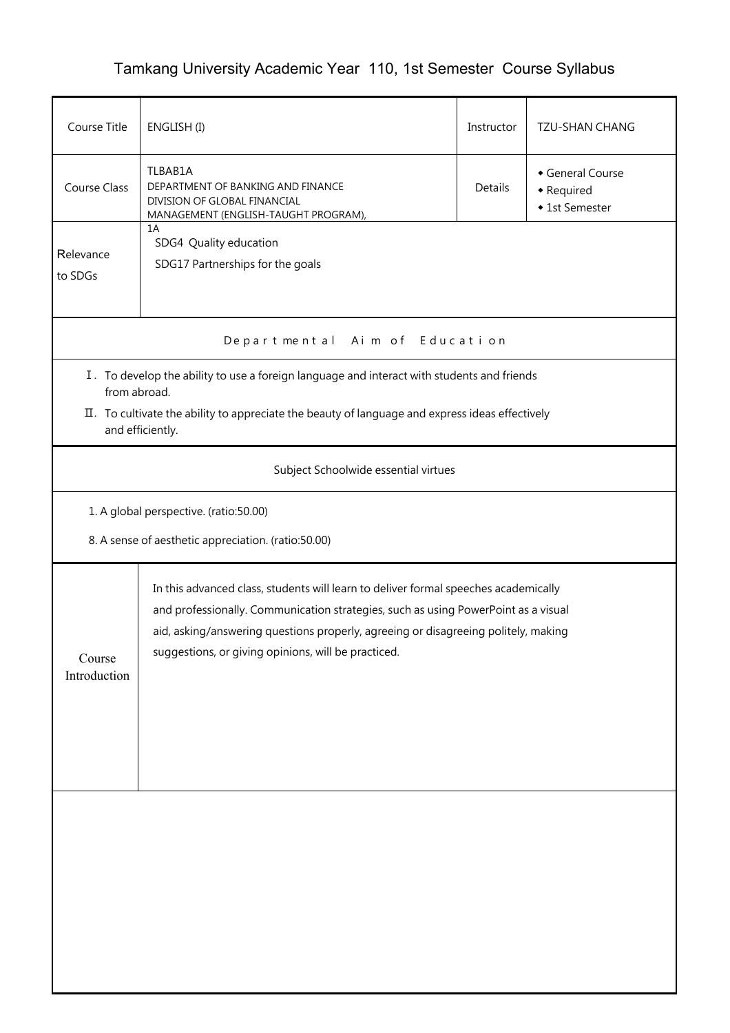# Tamkang University Academic Year 110, 1st Semester Course Syllabus

| Course Title | ENGLISH (I) | Instructor | TZU-SHAN CHANG |
|---|---|---|---|
| Course Class | TLBAB1A<br>DEPARTMENT OF BANKING AND FINANCE<br>DIVISION OF GLOBAL FINANCIAL MANAGEMENT (ENGLISH-TAUGHT PROGRAM), 1A | Details | ◆ General Course<br>◆ Required<br>◆ 1st Semester |
| Relevance to SDGs | SDG4 Quality education<br>SDG17 Partnerships for the goals | | |

## Departmental Aim of Education

Ⅰ. To develop the ability to use a foreign language and interact with students and friends from abroad.

Ⅱ. To cultivate the ability to appreciate the beauty of language and express ideas effectively and efficiently.

## Subject Schoolwide essential virtues

1. A global perspective. (ratio:50.00)

8. A sense of aesthetic appreciation. (ratio:50.00)

## Course Introduction

In this advanced class, students will learn to deliver formal speeches academically and professionally. Communication strategies, such as using PowerPoint as a visual aid, asking/answering questions properly, agreeing or disagreeing politely, making suggestions, or giving opinions, will be practiced.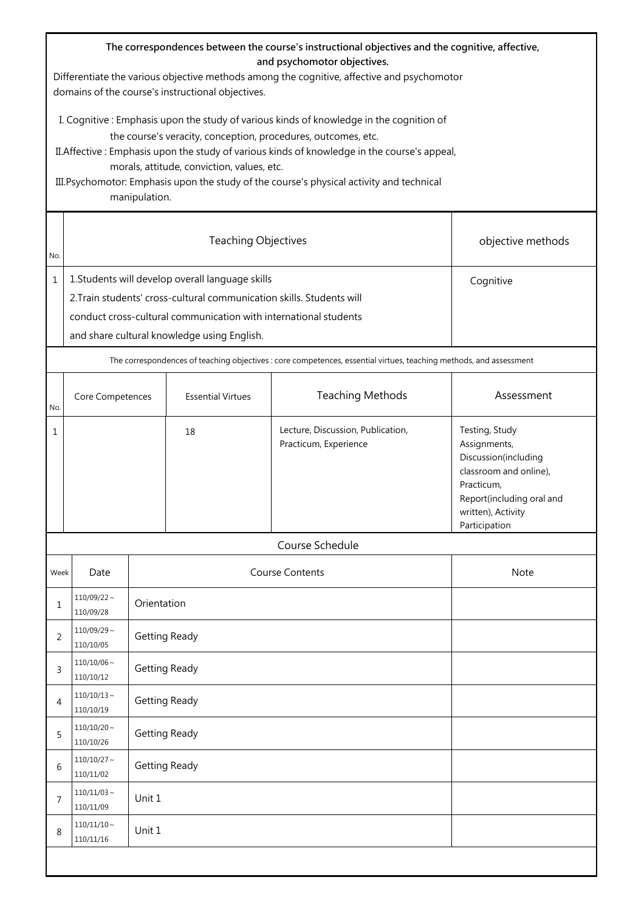**The correspondences between the course's instructional objectives and the cognitive, affective, and psychomotor objectives.**

Differentiate the various objective methods among the cognitive, affective and psychomotor domains of the course's instructional objectives.

I. Cognitive : Emphasis upon the study of various kinds of knowledge in the cognition of the course's veracity, conception, procedures, outcomes, etc.

II.Affective : Emphasis upon the study of various kinds of knowledge in the course's appeal, morals, attitude, conviction, values, etc.

III.Psychomotor: Emphasis upon the study of the course's physical activity and technical manipulation.

| No. | Teaching Objectives | objective methods |
|---|---|---|
| 1 | 1.Students will develop overall language skills<br>2.Train students' cross-cultural communication skills. Students will conduct cross-cultural communication with international students and share cultural knowledge using English. | Cognitive |

The correspondences of teaching objectives : core competences, essential virtues, teaching methods, and assessment

| No. | Core Competences | Essential Virtues | Teaching Methods | Assessment |
|---|---|---|---|---|
| 1 | | 18 | Lecture, Discussion, Publication, Practicum, Experience | Testing, Study Assignments, Discussion(including classroom and online), Practicum, Report(including oral and written), Activity Participation |

Course Schedule

| Week | Date | Course Contents | Note |
|---|---|---|---|
| 1 | 110/09/22～110/09/28 | Orientation | |
| 2 | 110/09/29～110/10/05 | Getting Ready | |
| 3 | 110/10/06～110/10/12 | Getting Ready | |
| 4 | 110/10/13～110/10/19 | Getting Ready | |
| 5 | 110/10/20～110/10/26 | Getting Ready | |
| 6 | 110/10/27～110/11/02 | Getting Ready | |
| 7 | 110/11/03～110/11/09 | Unit 1 | |
| 8 | 110/11/10～110/11/16 | Unit 1 | |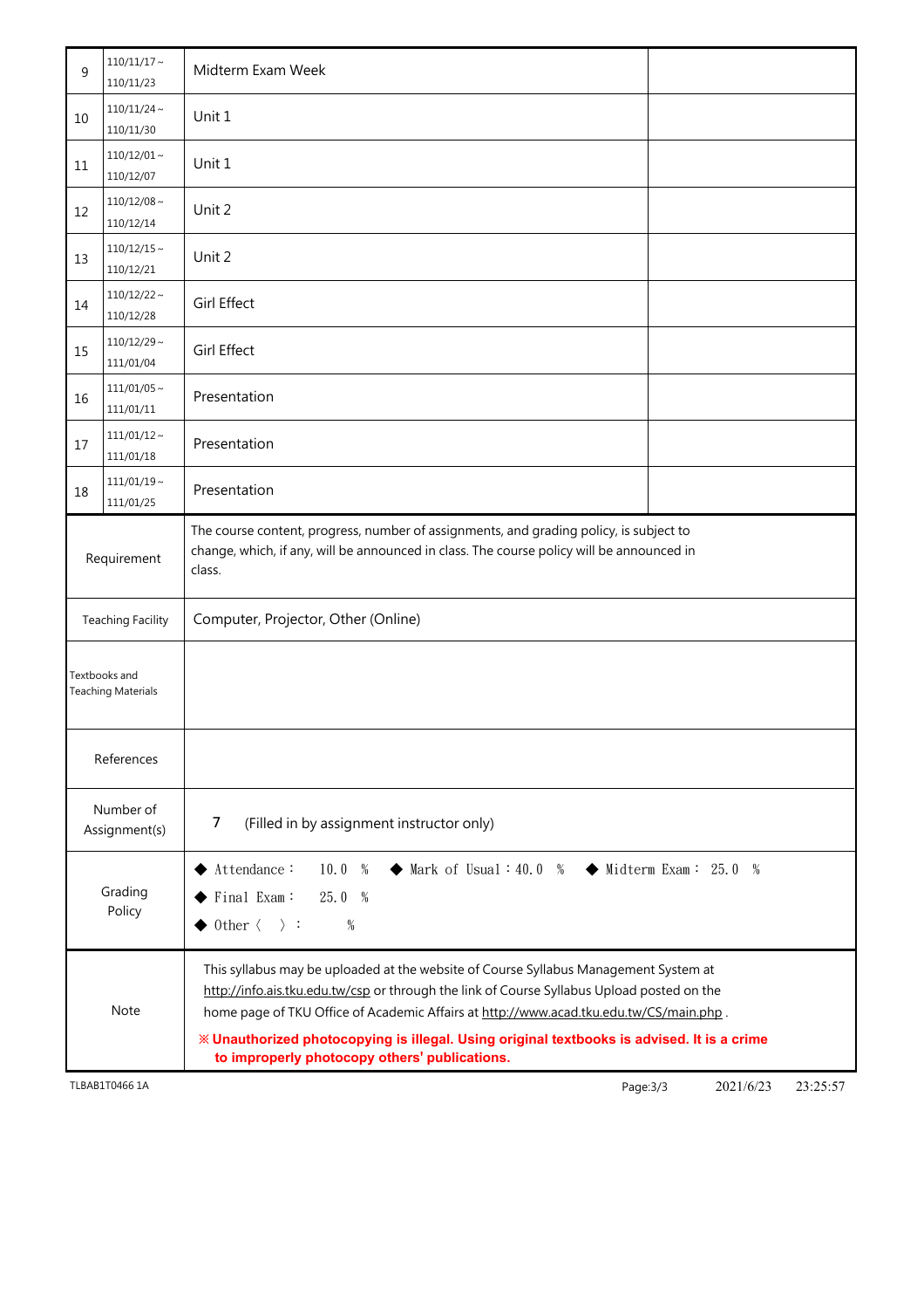| | | | |
|---|---|---|---|
| 9 | 110/11/17～110/11/23 | Midterm Exam Week | |
| 10 | 110/11/24～110/11/30 | Unit 1 | |
| 11 | 110/12/01～110/12/07 | Unit 1 | |
| 12 | 110/12/08～110/12/14 | Unit 2 | |
| 13 | 110/12/15～110/12/21 | Unit 2 | |
| 14 | 110/12/22～110/12/28 | Girl Effect | |
| 15 | 110/12/29～111/01/04 | Girl Effect | |
| 16 | 111/01/05～111/01/11 | Presentation | |
| 17 | 111/01/12～111/01/18 | Presentation | |
| 18 | 111/01/19～111/01/25 | Presentation | |

| | |
|---|---|
| Requirement | The course content, progress, number of assignments, and grading policy, is subject to change, which, if any, will be announced in class. The course policy will be announced in class. |
| Teaching Facility | Computer, Projector, Other (Online) |
| Textbooks and Teaching Materials | |
| References | |
| Number of Assignment(s) | 7 (Filled in by assignment instructor only) |
| Grading Policy | ◆ Attendance： 10.0 ％ ◆ Mark of Usual：40.0 ％ ◆ Midterm Exam： 25.0 ％<br>◆ Final Exam： 25.0 ％<br>◆ Other〈 〉： ％ |
| Note | This syllabus may be uploaded at the website of Course Syllabus Management System at http://info.ais.tku.edu.tw/csp or through the link of Course Syllabus Upload posted on the home page of TKU Office of Academic Affairs at http://www.acad.tku.edu.tw/CS/main.php .<br>**※ Unauthorized photocopying is illegal. Using original textbooks is advised. It is a crime to improperly photocopy others' publications.** |

TLBAB1T0466 1A　　2021/6/23　23:25:57